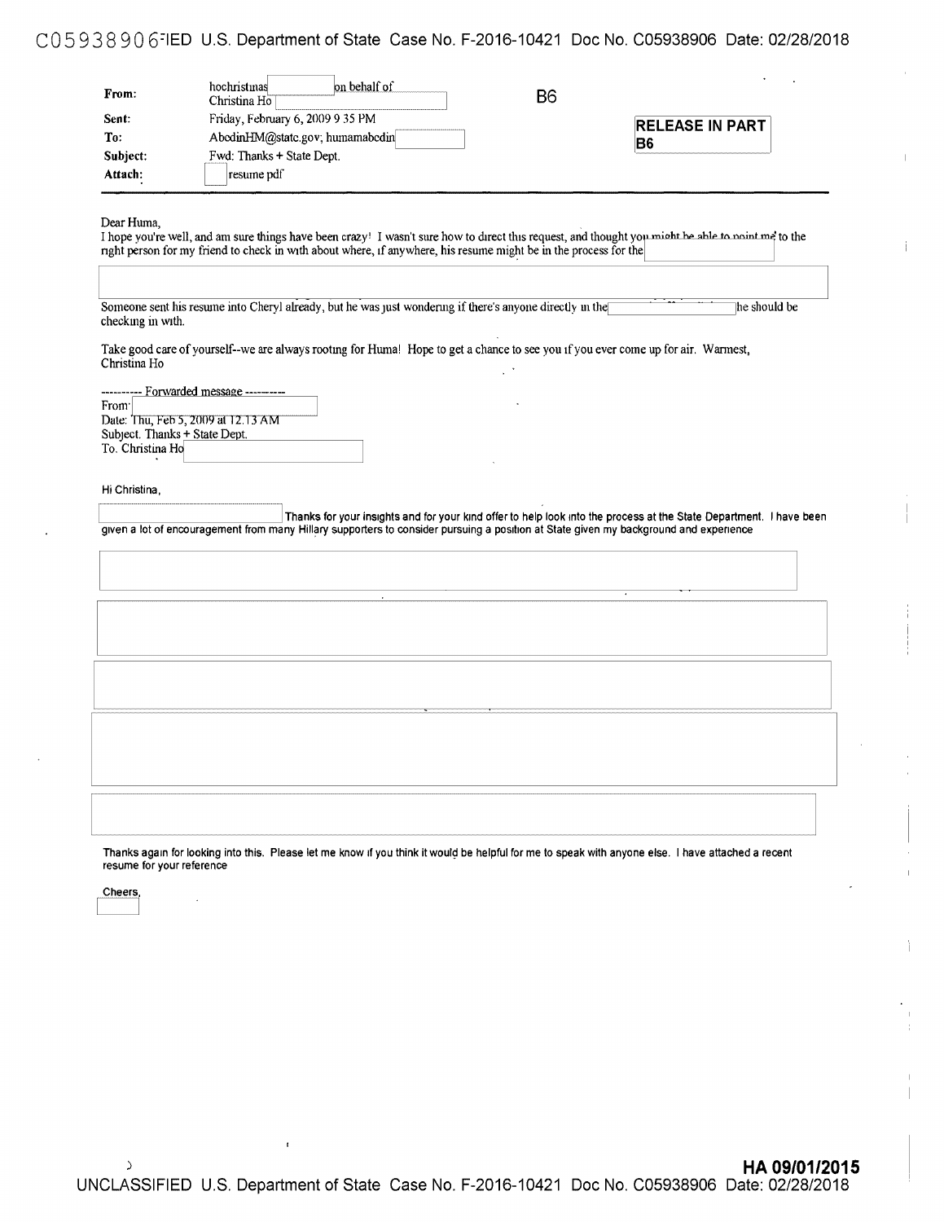| | | | |
|---|---|---|---|
| **From:** | hochristinas on behalf of Christina Ho | B6 | |
| **Sent:** | Friday, February 6, 2009 9 35 PM | | **RELEASE IN PART B6** |
| **To:** | AbedinHM@state.gov; humamabedin | | |
| **Subject:** | Fwd: Thanks + State Dept. | | |
| **Attach:** | resume pdf | | |

Dear Huma,

I hope you're well, and am sure things have been crazy! I wasn't sure how to direct this request, and thought you might be able to point me to the right person for my friend to check in with about where, if anywhere, his resume might be in the process for the

Someone sent his resume into Cheryl already, but he was just wondering if there's anyone directly in the he should be checking in with.

Take good care of yourself--we are always rooting for Huma! Hope to get a chance to see you if you ever come up for air. Warmest,
Christina Ho

---------- Forwarded message ----------
From:
Date: Thu, Feb 5, 2009 at 12.13 AM
Subject. Thanks + State Dept.
To. Christina Ho

Hi Christina,

Thanks for your insights and for your kind offer to help look into the process at the State Department. I have been given a lot of encouragement from many Hillary supporters to consider pursuing a position at State given my background and experience

Thanks again for looking into this. Please let me know if you think it would be helpful for me to speak with anyone else. I have attached a recent resume for your reference

Cheers,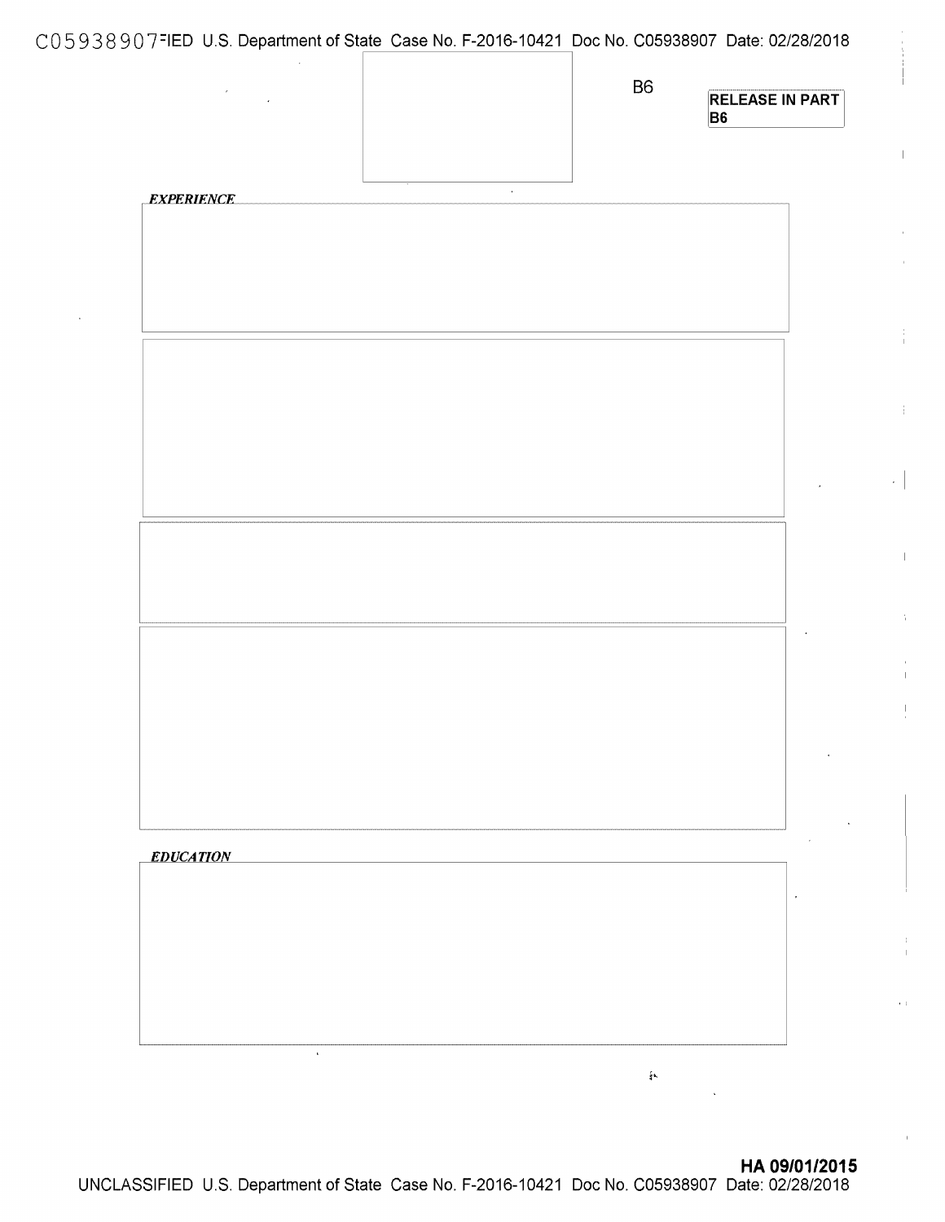B6

RELEASE IN PART
B6

*EXPERIENCE*

*EDUCATION*

HA 09/01/2015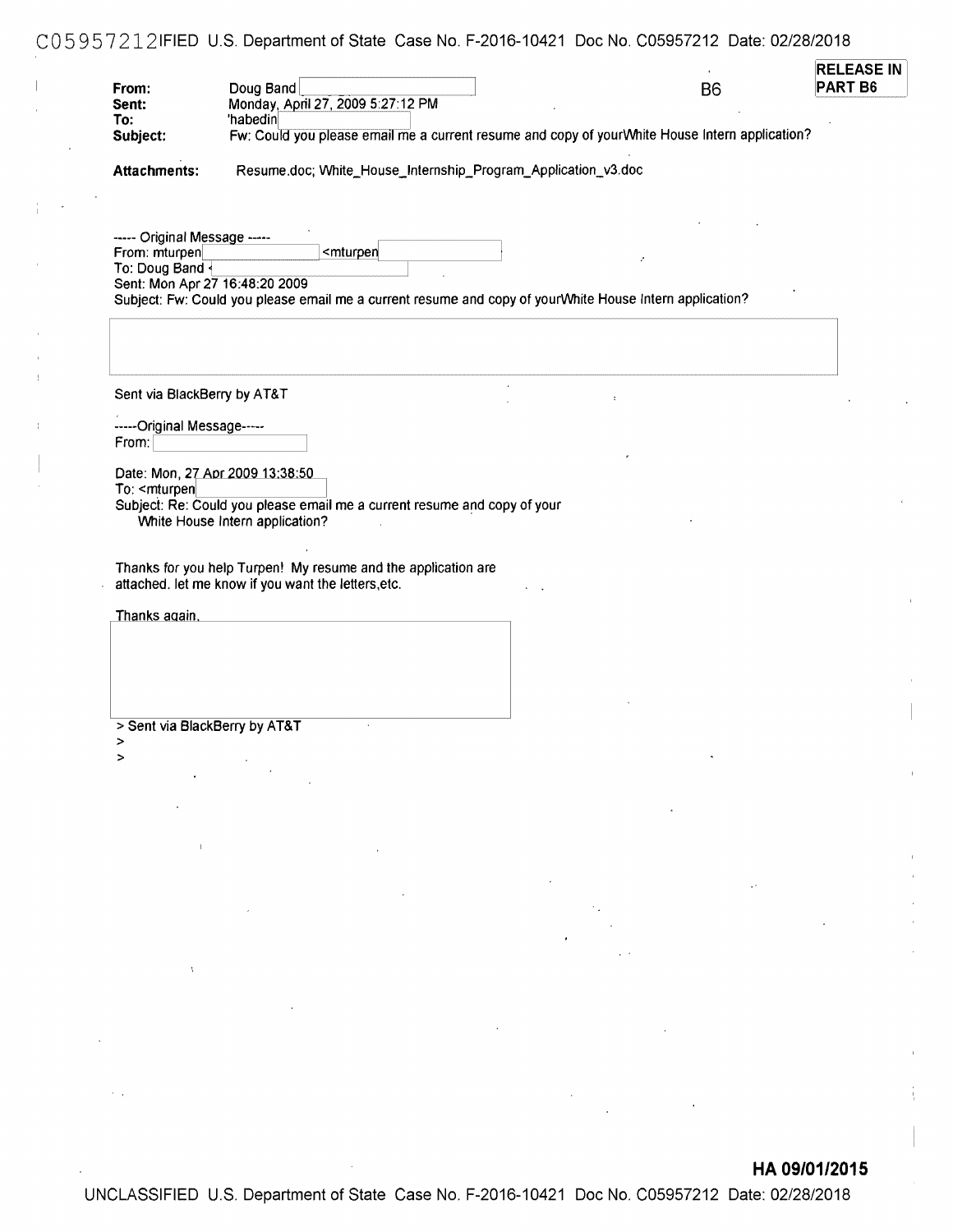**RELEASE IN PART B6**

B6

**From:** Doug Band
**Sent:** Monday, April 27, 2009 5:27:12 PM
**To:** 'habedin
**Subject:** Fw: Could you please email me a current resume and copy of yourWhite House Intern application?

**Attachments:** Resume.doc; White_House_Internship_Program_Application_v3.doc

----- Original Message -----
From: mturpen <mturpen
To: Doug Band
Sent: Mon Apr 27 16:48:20 2009
Subject: Fw: Could you please email me a current resume and copy of yourWhite House Intern application?

Sent via BlackBerry by AT&T

-----Original Message-----
From:

Date: Mon, 27 Apr 2009 13:38:50
To: <mturpen
Subject: Re: Could you please email me a current resume and copy of your
White House Intern application?

Thanks for you help Turpen! My resume and the application are attached. let me know if you want the letters,etc.

Thanks again,

> Sent via BlackBerry by AT&T
>
>

**HA 09/01/2015**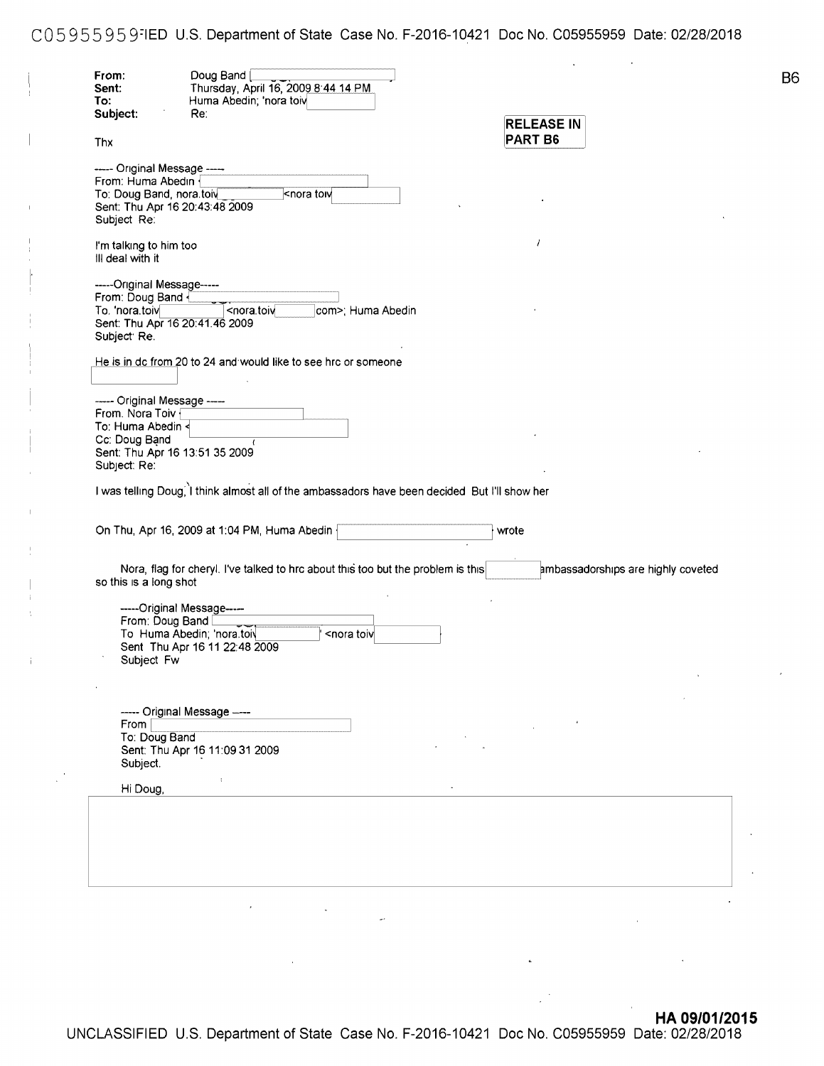From: Doug Band [ ]
Sent: Thursday, April 16, 2009 8:44 14 PM
To: Huma Abedin; 'nora toiv [ ]
Subject: Re:

**RELEASE IN PART B6**

B6

Thx

----- Original Message -----
From: Huma Abedin [ ]
To: Doug Band, nora.toiv [ ] <nora toiv [ ]
Sent: Thu Apr 16 20:43:48 2009
Subject Re:

I'm talking to him too
Ill deal with it

-----Original Message-----
From: Doug Band [ ]
To. 'nora.toiv [ ] <nora.toiv [ ] com>; Huma Abedin
Sent: Thu Apr 16 20:41.46 2009
Subject Re.

He is in dc from 20 to 24 and would like to see hrc or someone [ ]

----- Original Message -----
From. Nora Toiv [ ]
To: Huma Abedin [ ]
Cc: Doug Band
Sent: Thu Apr 16 13:51 35 2009
Subject: Re:

I was telling Doug, I think almost all of the ambassadors have been decided But I'll show her

On Thu, Apr 16, 2009 at 1:04 PM, Huma Abedin [ ] wrote

Nora, flag for cheryl. I've talked to hrc about this too but the problem is this [ ] ambassadorships are highly coveted so this is a long shot

-----Original Message-----
From: Doug Band [ ]
To Huma Abedin; 'nora.toiv [ ] <nora toiv [ ]
Sent Thu Apr 16 11 22:48 2009
Subject Fw

----- Original Message -----
From [ ]
To: Doug Band
Sent: Thu Apr 16 11:09 31 2009
Subject.

Hi Doug,

[ ]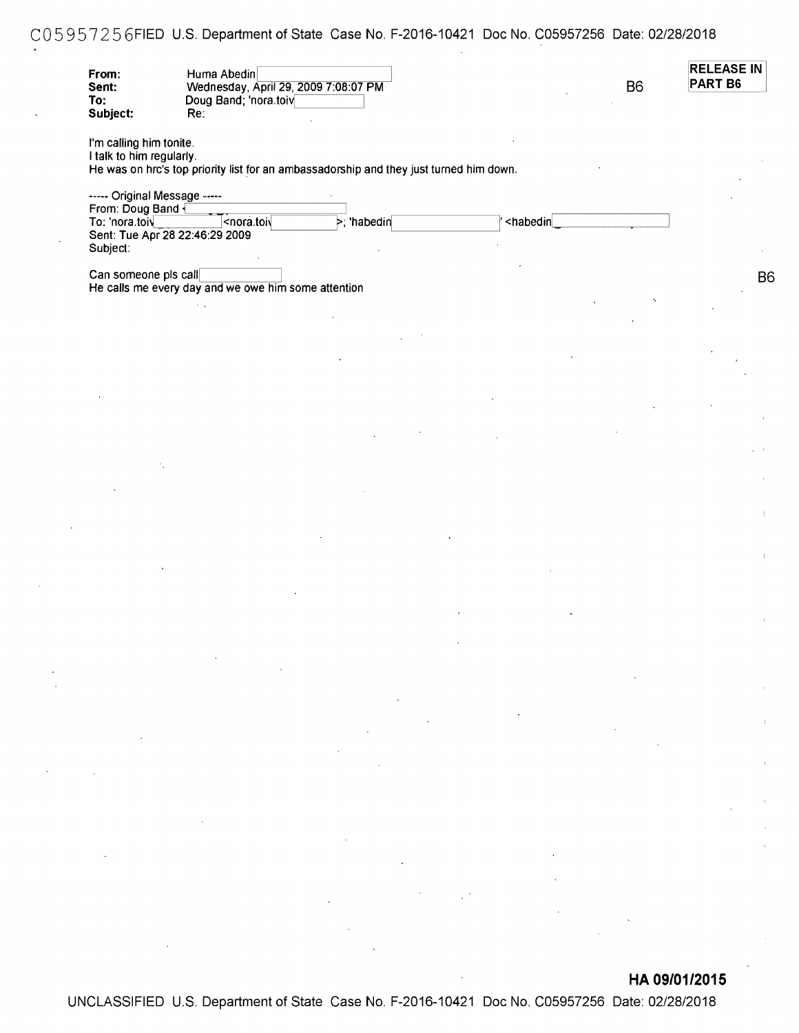RELEASE IN PART B6

From: Huma Abedin
Sent: Wednesday, April 29, 2009 7:08:07 PM
To: Doug Band; 'nora.toiv
Subject: Re:

B6

I'm calling him tonite.
I talk to him regularly.
He was on hrc's top priority list for an ambassadorship and they just turned him down.

----- Original Message -----
From: Doug Band
To: 'nora.toiv <nora.toiv >; 'habedin ' <habedin
Sent: Tue Apr 28 22:46:29 2009
Subject:

Can someone pls call
He calls me every day and we owe him some attention

B6

HA 09/01/2015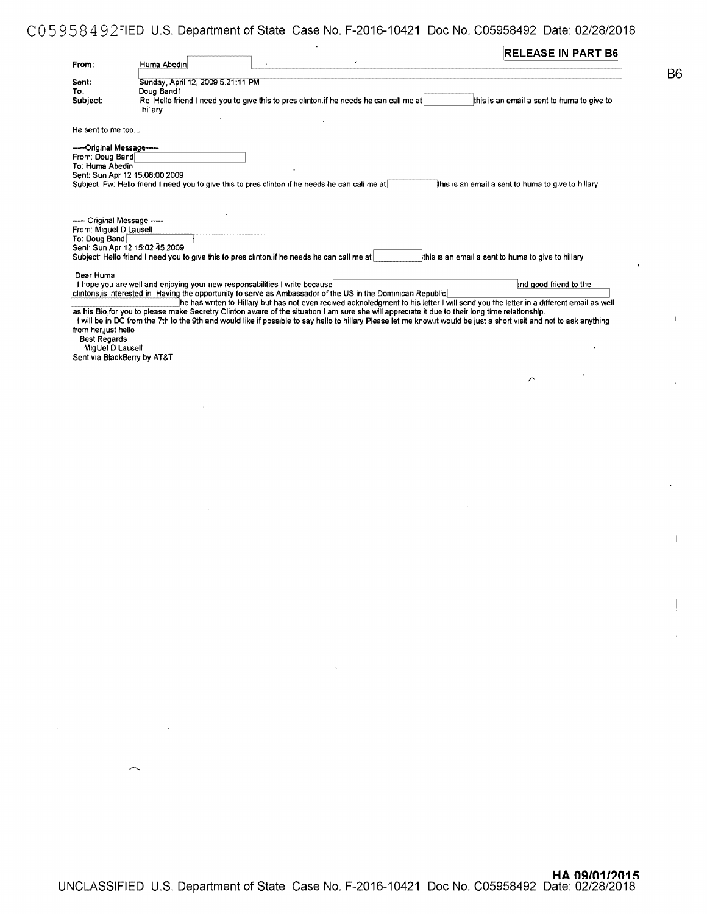RELEASE IN PART B6

B6

**From:** Huma Abedin
**Sent:** Sunday, April 12, 2009 5:21:11 PM
**To:** Doug Band1
**Subject:** Re: Hello friend I need you to give this to pres clinton.if he needs he can call me at this is an email a sent to huma to give to hillary

He sent to me too...

-----Original Message-----
From: Doug Band
To: Huma Abedin
Sent: Sun Apr 12 15:08:00 2009
Subject: Fw: Hello friend I need you to give this to pres clinton if he needs he can call me at this is an email a sent to huma to give to hillary

----- Original Message -----
From: Miguel D Lausell
To: Doug Band
Sent: Sun Apr 12 15:02:45 2009
Subject: Hello friend I need you to give this to pres clinton.if he needs he can call me at this is an email a sent to huma to give to hillary

Dear Huma
I hope you are well and enjoying your new responsabilities I write because and good friend to the clintons,is interested in Having the opportunity to serve as Ambassador of the US in the Dominican Republic. he has writen to Hillary but has not even recived acknoledgment to his letter.I will send you the letter in a different email as well as his Bio,for you to please make Secretry Clinton aware of the situation.I am sure she will appreciate it due to their long time relationship.
I will be in DC from the 7th to the 9th and would like if possible to say hello to hillary Please let me know.it would be just a short visit and not to ask anything from her,just hello
Best Regards
MigUel D Lausell
Sent via BlackBerry by AT&T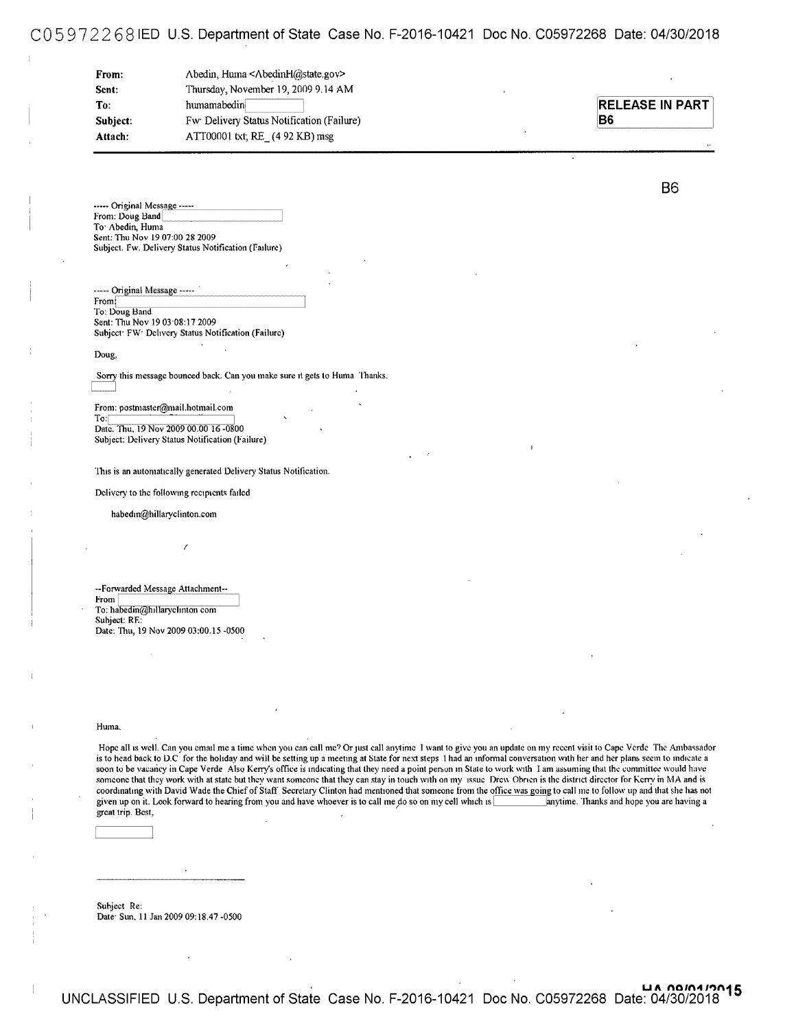| | |
|---|---|
| **From:** | Abedin, Huma <AbedinH@state.gov> |
| **Sent:** | Thursday, November 19, 2009 9.14 AM |
| **To:** | humamabedin |
| **Subject:** | Fw: Delivery Status Notification (Failure) |
| **Attach:** | ATT00001 txt; RE_ (4 92 KB) msg |

**RELEASE IN PART B6**

B6

----- Original Message -----
From: Doug Band
To: Abedin, Huma
Sent: Thu Nov 19 07:00 28 2009
Subject. Fw. Delivery Status Notification (Failure)

----- Original Message -----
From:
To: Doug Band
Sent: Thu Nov 19 03:08:17 2009
Subject: FW: Delivery Status Notification (Failure)

Doug,

Sorry this message bounced back. Can you make sure it gets to Huma Thanks.

From: postmaster@mail.hotmail.com
To:
Date. Thu, 19 Nov 2009 00.00 16 -0800
Subject: Delivery Status Notification (Failure)

This is an automatically generated Delivery Status Notification.

Delivery to the following recipients failed

habedin@hillaryclinton.com

--Forwarded Message Attachment--
From
To: habedin@hillaryclinton com
Subject: RE:
Date: Thu, 19 Nov 2009 03:00.15 -0500

Huma,

Hope all is well. Can you email me a time when you can call me? Or just call anytime I want to give you an update on my recent visit to Cape Verde The Ambassador is to head back to D.C for the holiday and will be setting up a meeting at State for next steps I had an informal conversation with her and her plans seem to indicate a soon to be vacancy in Cape Verde Also Kerry's office is indicating that they need a point person in State to work with I am assuming that the committee would have someone that they work with at state but they want someone that they can stay in touch with on my issue Drew Obrien is the district director for Kerry in MA and is coordinating with David Wade the Chief of Staff Secretary Clinton had mentioned that someone from the office was going to call me to follow up and that she has not given up on it. Look forward to hearing from you and have whoever is to call me do so on my cell which is anytime. Thanks and hope you are having a great trip. Best,

Subject Re:
Date: Sun, 11 Jan 2009 09:18.47 -0500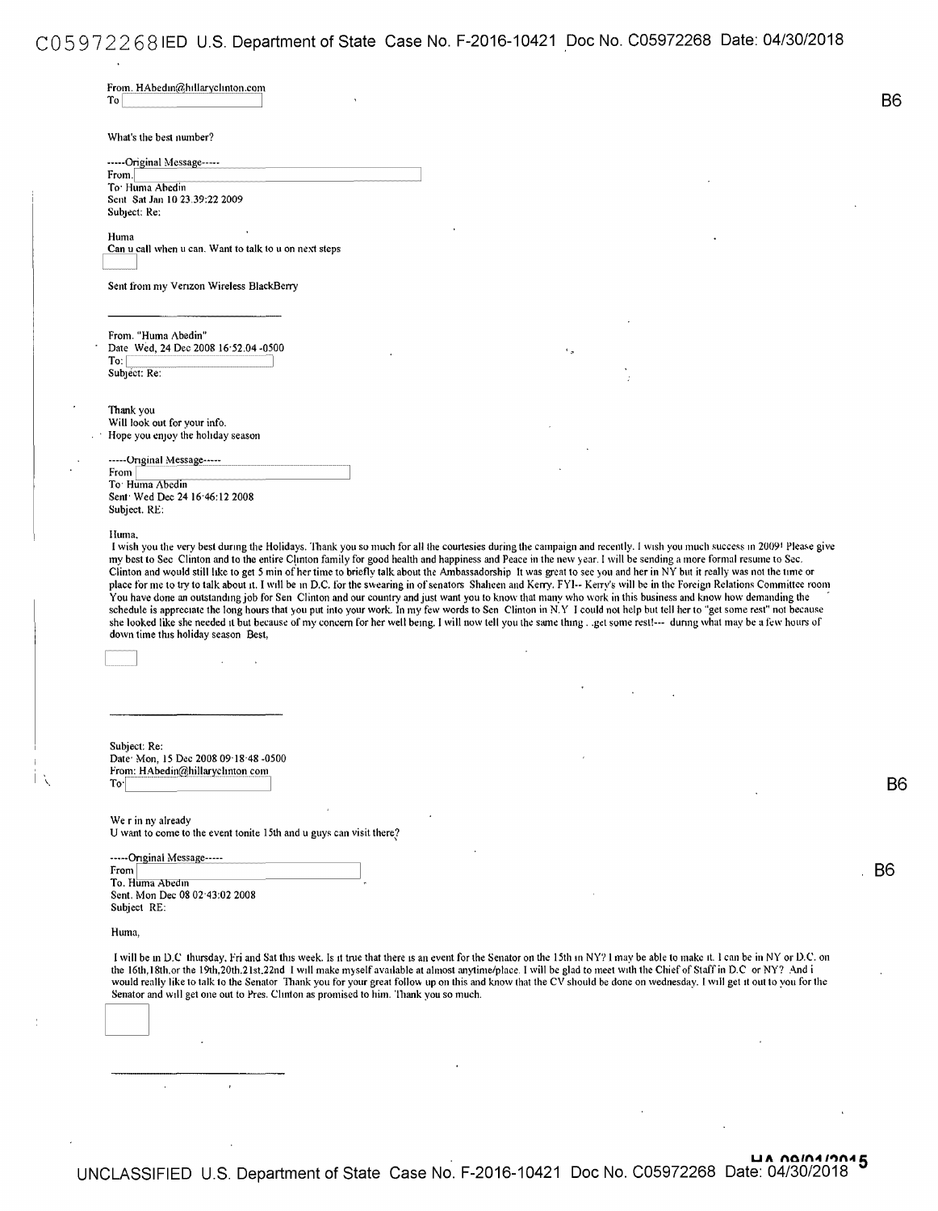From. HAbedin@hillaryclinton.com
To

B6

What's the best number?

-----Original Message-----
From.
To· Huma Abedin
Sent Sat Jan 10 23.39:22 2009
Subject: Re:

Huma
Can u call when u can. Want to talk to u on next steps

Sent from my Verizon Wireless BlackBerry

---

From. "Huma Abedin"
Date Wed, 24 Dec 2008 16·52.04 -0500
To:
Subject: Re:

Thank you
Will look out for your info.
Hope you enjoy the holiday season

-----Original Message-----
From
To· Huma Abedin
Sent· Wed Dec 24 16·46:12 2008
Subject. RE:

Huma,
I wish you the very best during the Holidays. Thank you so much for all the courtesies during the campaign and recently. I wish you much success in 2009! Please give my best to Sec Clinton and to the entire Clinton family for good health and happiness and Peace in the new year. I will be sending a more formal resume to Sec. Clinton and would still like to get 5 min of her time to briefly talk about the Ambassadorship It was great to see you and her in NY but it really was not the time or place for me to try to talk about it. I will be in D.C. for the swearing in of senators Shaheen and Kerry. FYI-- Kerry's will be in the Foreign Relations Committee room You have done an outstanding job for Sen Clinton and our country and just want you to know that many who work in this business and know how demanding the schedule is appreciate the long hours that you put into your work. In my few words to Sen Clinton in N.Y I could not help but tell her to "get some rest" not because she looked like she needed it but because of my concern for her well being. I will now tell you the same thing . .get some rest!--- during what may be a few hours of down time this holiday season Best,

---

Subject: Re:
Date· Mon, 15 Dec 2008 09·18·48 -0500
From: HAbedin@hillaryclinton com
To·

B6

We r in ny already
U want to come to the event tonite 15th and u guys can visit there?

-----Original Message-----
From
To. Huma Abedin
Sent. Mon Dec 08 02·43:02 2008
Subject RE:

B6

Huma,

I will be in D.C thursday, Fri and Sat this week. Is it true that there is an event for the Senator on the 15th in NY? I may be able to make it. I can be in NY or D.C. on the 16th,18th,or the 19th,20th,21st,22nd I will make myself available at almost anytime/place. I will be glad to meet with the Chief of Staff in D.C or NY? And i would really like to talk to the Senator Thank you for your great follow up on this and know that the CV should be done on wednesday. I will get it out to you for the Senator and will get one out to Pres. Clinton as promised to him. Thank you so much.

---

HA 09/01/2015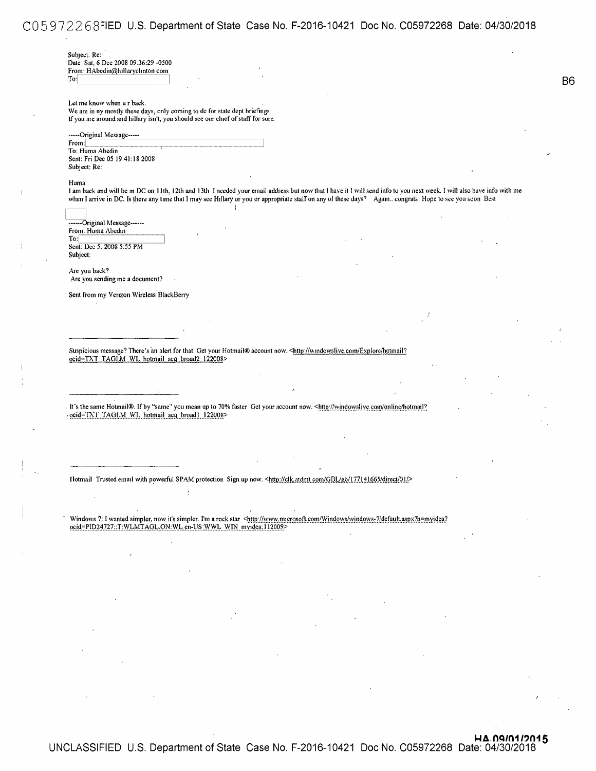Subject. Re:
Date Sat, 6 Dec 2008 09.36:29 -0500
From: HAbedin@hillaryclinton com
To:

B6

Let me know when u r back.
We are in ny mostly these days, only coming to dc for state dept briefings
If you are around and hillary isn't, you should see our chief of staff for sure.

-----Original Message-----
From:
To: Huma Abedin
Sent: Fri Dec 05 19.41:18 2008
Subject: Re:

Huma
I am back and will be in DC on 11th, 12th and 13th I needed your email address but now that I have it I will send info to you next week. I will also have info with me when I arrive in DC. Is there any time that I may see Hillary or you or appropriate staff on any of these days? Again.. congrats! Hope to see you soon Best

------Original Message------
From. Huma Abedin
To:
Sent: Dec 5. 2008 5:55 PM
Subject:

Are you back?
Are you sending me a document?

Sent from my Verizon Wireless BlackBerry

---

Suspicious message? There's an alert for that. Get your Hotmail® account now. <http://windowslive.com/Explore/hotmail?ocid=TXT_TAGLM_WL_hotmail_acq_broad2_122008>

---

It's the same Hotmail®. If by "same" you mean up to 70% faster Get your account now. <http://windowslive.com/online/hotmail?ocid=TXT_TAGLM_WL_hotmail_acq_broad1_122008>

---

Hotmail Trusted email with powerful SPAM protection Sign up now. <http://clk.atdmt.com/GBL/go/177141665/direct/01/>

Windows 7: I wanted simpler, now it's simpler. I'm a rock star <http://www.microsoft.com/Windows/windows-7/default.aspx?h=myidea?ocid=PID24727::T:WLMTAGL:ON:WL:en-US:WWL_WIN_myidea:112009>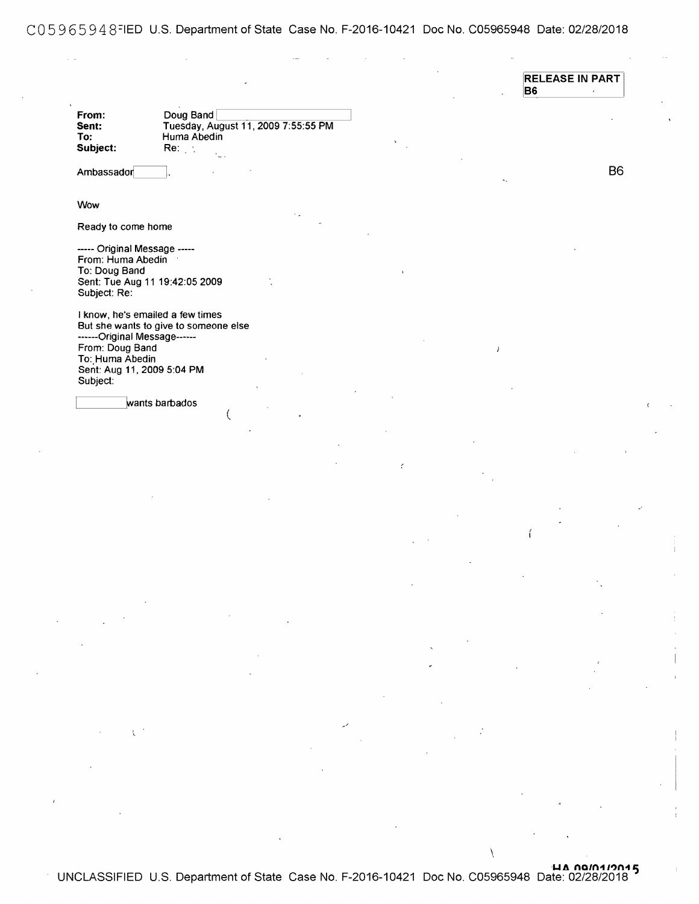RELEASE IN PART
B6

**From:** Doug Band
**Sent:** Tuesday, August 11, 2009 7:55:55 PM
**To:** Huma Abedin
**Subject:** Re:

Ambassador [ ].

B6

Wow

Ready to come home

----- Original Message -----
From: Huma Abedin
To: Doug Band
Sent: Tue Aug 11 19:42:05 2009
Subject: Re:

I know, he's emailed a few times
But she wants to give to someone else
------Original Message------
From: Doug Band
To: Huma Abedin
Sent: Aug 11, 2009 5:04 PM
Subject:

[ ] wants barbados

HA 09/01/2015